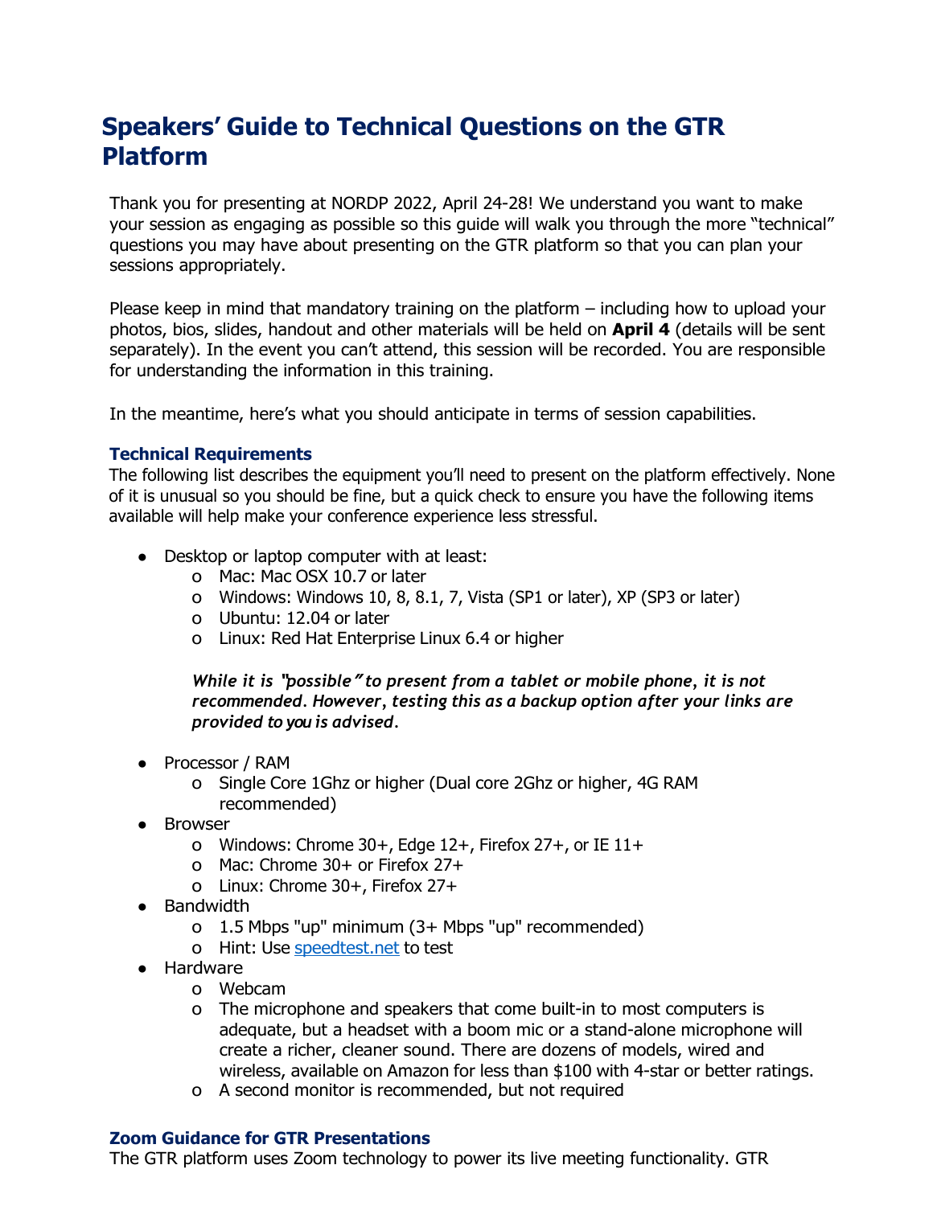# Speakers' Guide to Technical Questions on the GTR Platform

Thank you for presenting at NORDP 2022, April 24-28! We understand you want to make your session as engaging as possible so this guide will walk you through the more "technical" questions you may have about presenting on the GTR platform so that you can plan your sessions appropriately.

Please keep in mind that mandatory training on the platform – including how to upload your photos, bios, slides, handout and other materials will be held on **April 4** (details will be sent separately). In the event you can't attend, this session will be recorded. You are responsible for understanding the information in this training.

In the meantime, here's what you should anticipate in terms of session capabilities.

### Technical Requirements

The following list describes the equipment you'll need to present on the platform effectively. None of it is unusual so you should be fine, but a quick check to ensure you have the following items available will help make your conference experience less stressful.

- Desktop or laptop computer with at least:
  - Mac: Mac OSX 10.7 or later
  - Windows: Windows 10, 8, 8.1, 7, Vista (SP1 or later), XP (SP3 or later)
  - Ubuntu: 12.04 or later
  - Linux: Red Hat Enterprise Linux 6.4 or higher

  ***While it is "possible" to present from a tablet or mobile phone, it is not recommended. However, testing this as a backup option after your links are provided to you is advised.***

- Processor / RAM
  - Single Core 1Ghz or higher (Dual core 2Ghz or higher, 4G RAM recommended)
- Browser
  - Windows: Chrome 30+, Edge 12+, Firefox 27+, or IE 11+
  - Mac: Chrome 30+ or Firefox 27+
  - Linux: Chrome 30+, Firefox 27+
- Bandwidth
  - 1.5 Mbps "up" minimum (3+ Mbps "up" recommended)
  - Hint: Use [speedtest.net](speedtest.net) to test
- Hardware
  - Webcam
  - The microphone and speakers that come built-in to most computers is adequate, but a headset with a boom mic or a stand-alone microphone will create a richer, cleaner sound. There are dozens of models, wired and wireless, available on Amazon for less than $100 with 4-star or better ratings.
  - A second monitor is recommended, but not required

### Zoom Guidance for GTR Presentations

The GTR platform uses Zoom technology to power its live meeting functionality. GTR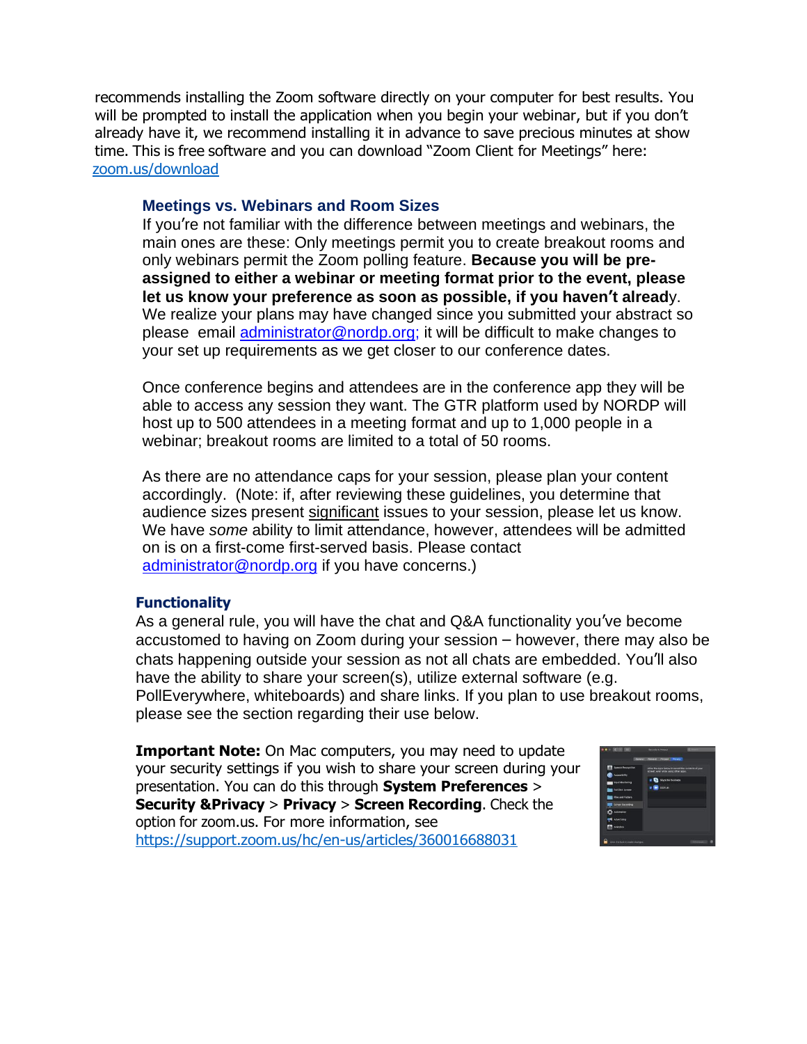recommends installing the Zoom software directly on your computer for best results. You will be prompted to install the application when you begin your webinar, but if you don't already have it, we recommend installing it in advance to save precious minutes at show time. This is free software and you can download "Zoom Client for Meetings" here: [zoom.us/download](zoom.us/download)

### Meetings vs. Webinars and Room Sizes

If you're not familiar with the difference between meetings and webinars, the main ones are these: Only meetings permit you to create breakout rooms and only webinars permit the Zoom polling feature. **Because you will be pre-assigned to either a webinar or meeting format prior to the event, please let us know your preference as soon as possible, if you haven't already.** We realize your plans may have changed since you submitted your abstract so please email [administrator@nordp.org;](mailto:administrator@nordp.org) it will be difficult to make changes to your set up requirements as we get closer to our conference dates.

Once conference begins and attendees are in the conference app they will be able to access any session they want. The GTR platform used by NORDP will host up to 500 attendees in a meeting format and up to 1,000 people in a webinar; breakout rooms are limited to a total of 50 rooms.

As there are no attendance caps for your session, please plan your content accordingly. (Note: if, after reviewing these guidelines, you determine that audience sizes present significant issues to your session, please let us know. We have *some* ability to limit attendance, however, attendees will be admitted on is on a first-come first-served basis. Please contact [administrator@nordp.org](mailto:administrator@nordp.org) if you have concerns.)

### Functionality

As a general rule, you will have the chat and Q&A functionality you've become accustomed to having on Zoom during your session – however, there may also be chats happening outside your session as not all chats are embedded. You'll also have the ability to share your screen(s), utilize external software (e.g. PollEverywhere, whiteboards) and share links. If you plan to use breakout rooms, please see the section regarding their use below.

**Important Note:** On Mac computers, you may need to update your security settings if you wish to share your screen during your presentation. You can do this through **System Preferences** > **Security &Privacy** > **Privacy** > **Screen Recording**. Check the option for zoom.us. For more information, see [https://support.zoom.us/hc/en-us/articles/360016688031](https://support.zoom.us/hc/en-us/articles/360016688031)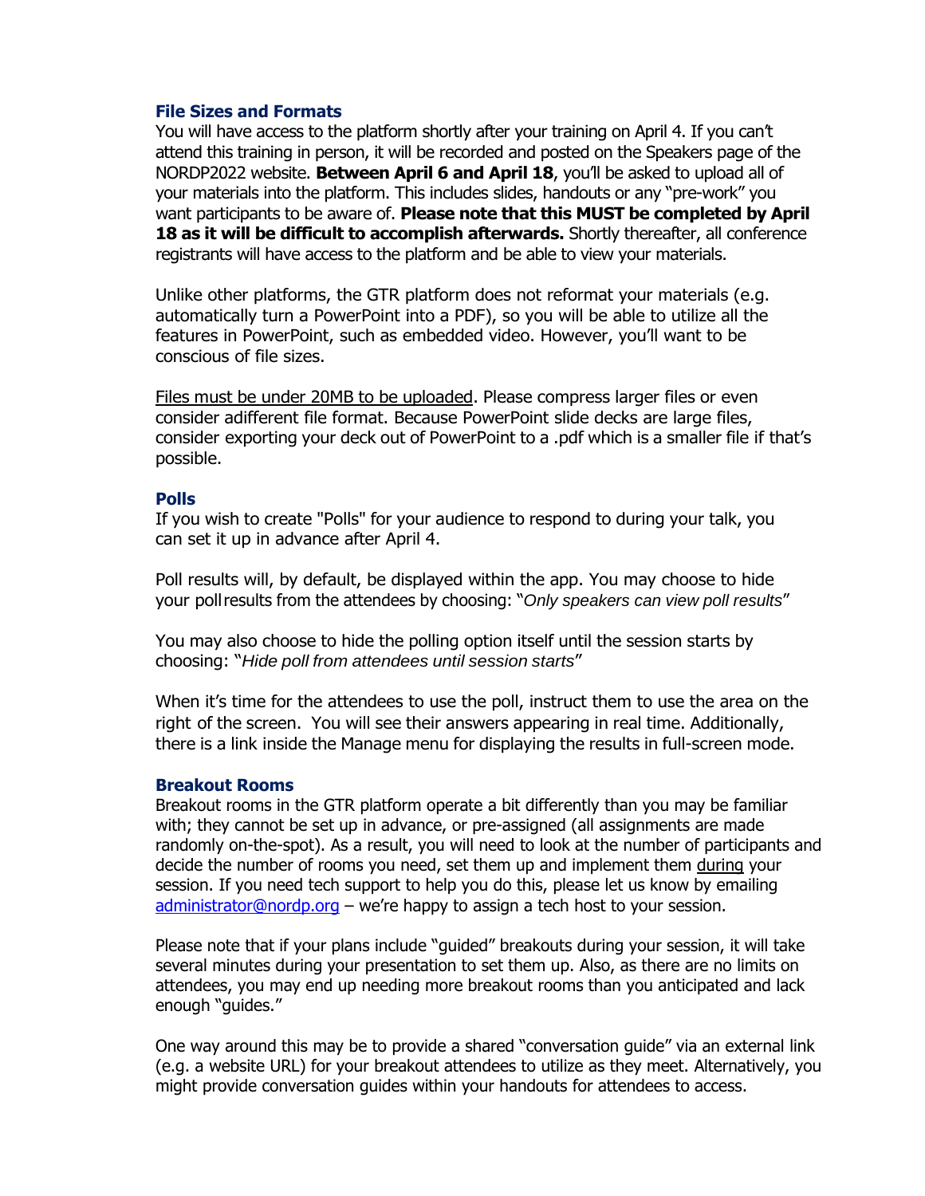### File Sizes and Formats

You will have access to the platform shortly after your training on April 4. If you can't attend this training in person, it will be recorded and posted on the Speakers page of the NORDP2022 website. **Between April 6 and April 18**, you'll be asked to upload all of your materials into the platform. This includes slides, handouts or any "pre-work" you want participants to be aware of. **Please note that this MUST be completed by April 18 as it will be difficult to accomplish afterwards.** Shortly thereafter, all conference registrants will have access to the platform and be able to view your materials.

Unlike other platforms, the GTR platform does not reformat your materials (e.g. automatically turn a PowerPoint into a PDF), so you will be able to utilize all the features in PowerPoint, such as embedded video. However, you'll want to be conscious of file sizes.

Files must be under 20MB to be uploaded. Please compress larger files or even consider adifferent file format. Because PowerPoint slide decks are large files, consider exporting your deck out of PowerPoint to a .pdf which is a smaller file if that's possible.

### Polls

If you wish to create "Polls" for your audience to respond to during your talk, you can set it up in advance after April 4.

Poll results will, by default, be displayed within the app. You may choose to hide your pollresults from the attendees by choosing: "*Only speakers can view poll results*"

You may also choose to hide the polling option itself until the session starts by choosing: "*Hide poll from attendees until session starts*"

When it's time for the attendees to use the poll, instruct them to use the area on the right of the screen. You will see their answers appearing in real time. Additionally, there is a link inside the Manage menu for displaying the results in full-screen mode.

### Breakout Rooms

Breakout rooms in the GTR platform operate a bit differently than you may be familiar with; they cannot be set up in advance, or pre-assigned (all assignments are made randomly on-the-spot). As a result, you will need to look at the number of participants and decide the number of rooms you need, set them up and implement them during your session. If you need tech support to help you do this, please let us know by emailing administrator@nordp.org – we're happy to assign a tech host to your session.

Please note that if your plans include "guided" breakouts during your session, it will take several minutes during your presentation to set them up. Also, as there are no limits on attendees, you may end up needing more breakout rooms than you anticipated and lack enough "guides."

One way around this may be to provide a shared "conversation guide" via an external link (e.g. a website URL) for your breakout attendees to utilize as they meet. Alternatively, you might provide conversation guides within your handouts for attendees to access.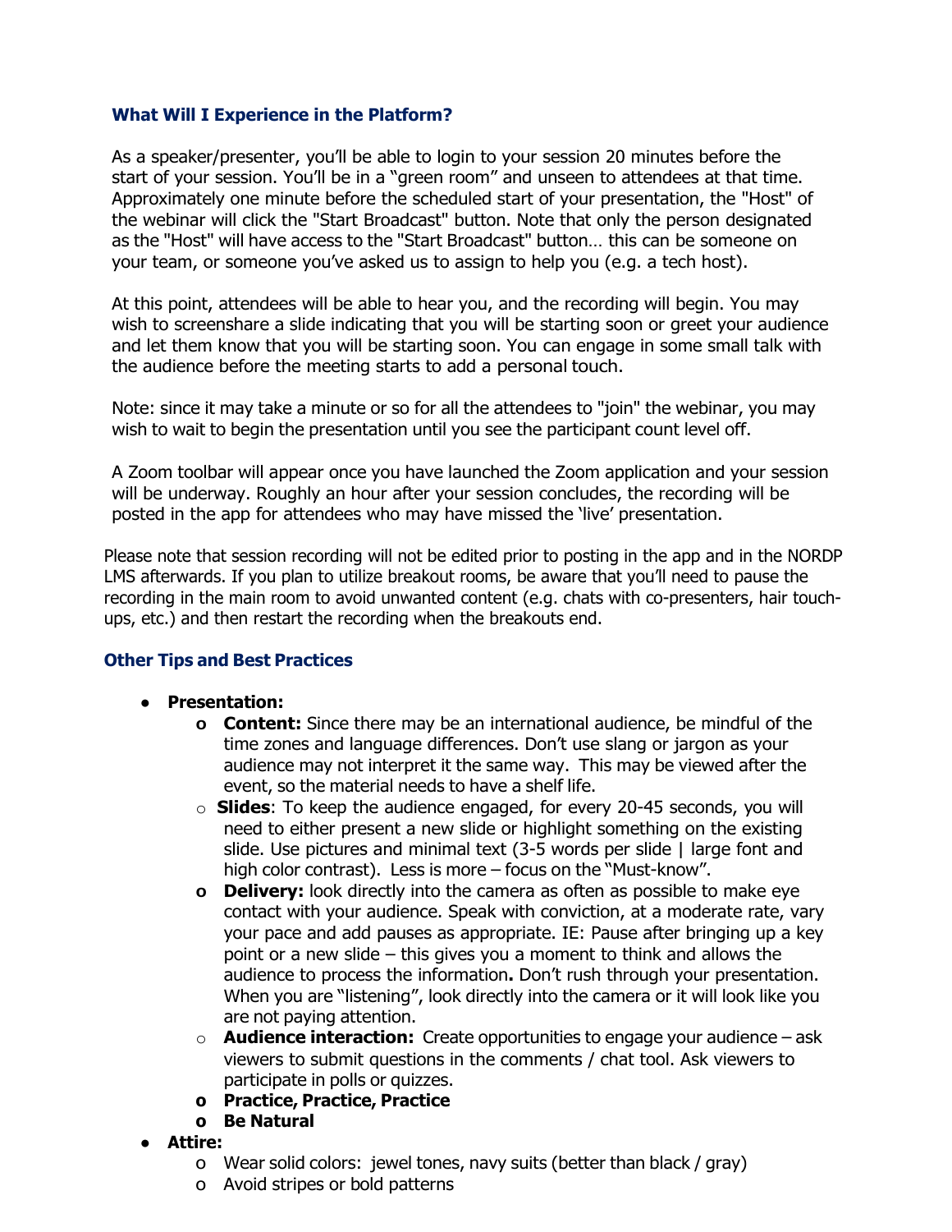### What Will I Experience in the Platform?

As a speaker/presenter, you'll be able to login to your session 20 minutes before the start of your session. You'll be in a "green room" and unseen to attendees at that time. Approximately one minute before the scheduled start of your presentation, the "Host" of the webinar will click the "Start Broadcast" button. Note that only the person designated as the "Host" will have access to the "Start Broadcast" button… this can be someone on your team, or someone you've asked us to assign to help you (e.g. a tech host).

At this point, attendees will be able to hear you, and the recording will begin. You may wish to screenshare a slide indicating that you will be starting soon or greet your audience and let them know that you will be starting soon. You can engage in some small talk with the audience before the meeting starts to add a personal touch.

Note: since it may take a minute or so for all the attendees to "join" the webinar, you may wish to wait to begin the presentation until you see the participant count level off.

A Zoom toolbar will appear once you have launched the Zoom application and your session will be underway. Roughly an hour after your session concludes, the recording will be posted in the app for attendees who may have missed the 'live' presentation.

Please note that session recording will not be edited prior to posting in the app and in the NORDP LMS afterwards. If you plan to utilize breakout rooms, be aware that you'll need to pause the recording in the main room to avoid unwanted content (e.g. chats with co-presenters, hair touch-ups, etc.) and then restart the recording when the breakouts end.

### Other Tips and Best Practices

- **Presentation:**
  - **Content:** Since there may be an international audience, be mindful of the time zones and language differences. Don't use slang or jargon as your audience may not interpret it the same way. This may be viewed after the event, so the material needs to have a shelf life.
  - **Slides**: To keep the audience engaged, for every 20-45 seconds, you will need to either present a new slide or highlight something on the existing slide. Use pictures and minimal text (3-5 words per slide | large font and high color contrast). Less is more – focus on the "Must-know".
  - **Delivery:** look directly into the camera as often as possible to make eye contact with your audience. Speak with conviction, at a moderate rate, vary your pace and add pauses as appropriate. IE: Pause after bringing up a key point or a new slide – this gives you a moment to think and allows the audience to process the information**.** Don't rush through your presentation. When you are "listening", look directly into the camera or it will look like you are not paying attention.
  - **Audience interaction:** Create opportunities to engage your audience – ask viewers to submit questions in the comments / chat tool. Ask viewers to participate in polls or quizzes.
  - **Practice, Practice, Practice**
  - **Be Natural**
- **Attire:**
  - Wear solid colors: jewel tones, navy suits (better than black / gray)
  - Avoid stripes or bold patterns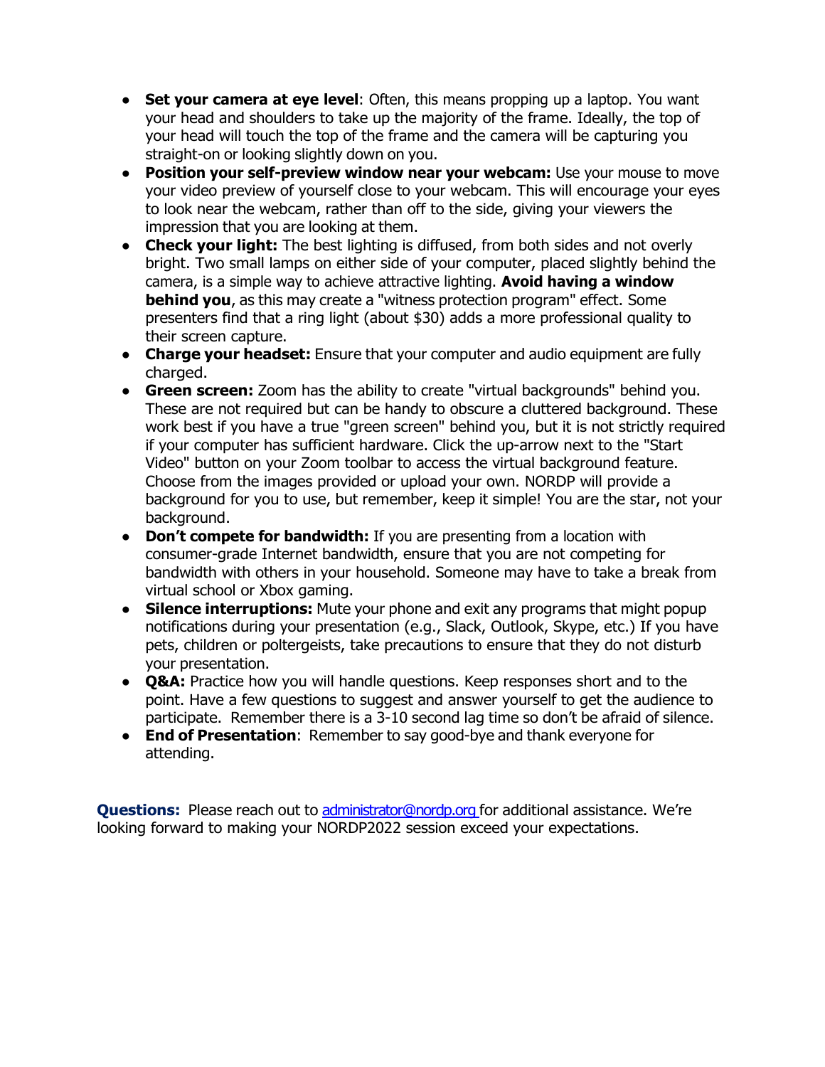- **Set your camera at eye level**: Often, this means propping up a laptop. You want your head and shoulders to take up the majority of the frame. Ideally, the top of your head will touch the top of the frame and the camera will be capturing you straight-on or looking slightly down on you.
- **Position your self-preview window near your webcam:** Use your mouse to move your video preview of yourself close to your webcam. This will encourage your eyes to look near the webcam, rather than off to the side, giving your viewers the impression that you are looking at them.
- **Check your light:** The best lighting is diffused, from both sides and not overly bright. Two small lamps on either side of your computer, placed slightly behind the camera, is a simple way to achieve attractive lighting. **Avoid having a window behind you**, as this may create a "witness protection program" effect. Some presenters find that a ring light (about $30) adds a more professional quality to their screen capture.
- **Charge your headset:** Ensure that your computer and audio equipment are fully charged.
- **Green screen:** Zoom has the ability to create "virtual backgrounds" behind you. These are not required but can be handy to obscure a cluttered background. These work best if you have a true "green screen" behind you, but it is not strictly required if your computer has sufficient hardware. Click the up-arrow next to the "Start Video" button on your Zoom toolbar to access the virtual background feature. Choose from the images provided or upload your own. NORDP will provide a background for you to use, but remember, keep it simple! You are the star, not your background.
- **Don't compete for bandwidth:** If you are presenting from a location with consumer-grade Internet bandwidth, ensure that you are not competing for bandwidth with others in your household. Someone may have to take a break from virtual school or Xbox gaming.
- **Silence interruptions:** Mute your phone and exit any programs that might popup notifications during your presentation (e.g., Slack, Outlook, Skype, etc.) If you have pets, children or poltergeists, take precautions to ensure that they do not disturb your presentation.
- **Q&A:** Practice how you will handle questions. Keep responses short and to the point. Have a few questions to suggest and answer yourself to get the audience to participate. Remember there is a 3-10 second lag time so don't be afraid of silence.
- **End of Presentation**: Remember to say good-bye and thank everyone for attending.

**Questions:** Please reach out to administrator@nordp.org for additional assistance. We're looking forward to making your NORDP2022 session exceed your expectations.